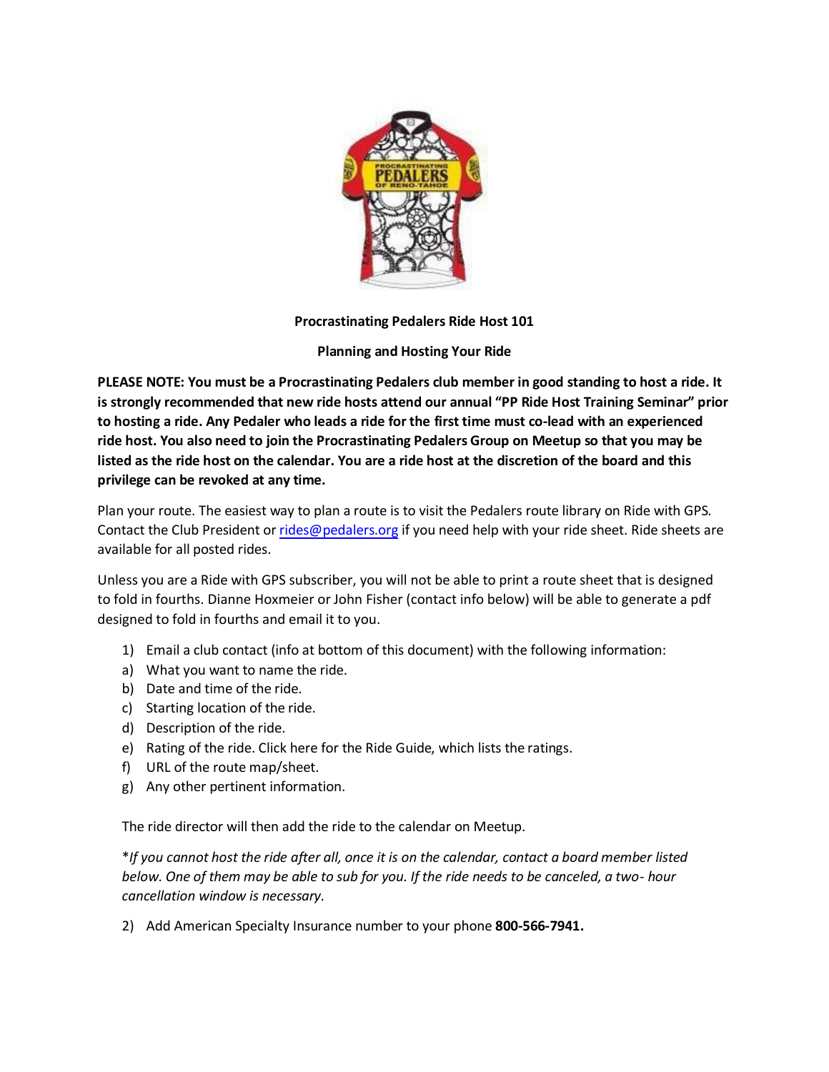**Procrastinating Pedalers Ride Host 101**

**Planning and Hosting Your Ride**

**PLEASE NOTE: You must be a Procrastinating Pedalers club member in good standing to host a ride. It is strongly recommended that new ride hosts attend our annual "PP Ride Host Training Seminar" prior to hosting a ride. Any Pedaler who leads a ride for the first time must co-lead with an experienced ride host. You also need to join the Procrastinating Pedalers Group on Meetup so that you may be listed as the ride host on the calendar. You are a ride host at the discretion of the board and this privilege can be revoked at any time.**

Plan your route. The easiest way to plan a route is to visit the Pedalers route library on Ride with GPS. Contact the Club President or rides@pedalers.org if you need help with your ride sheet. Ride sheets are available for all posted rides.

Unless you are a Ride with GPS subscriber, you will not be able to print a route sheet that is designed to fold in fourths. Dianne Hoxmeier or John Fisher (contact info below) will be able to generate a pdf designed to fold in fourths and email it to you.

1) Email a club contact (info at bottom of this document) with the following information:
   a) What you want to name the ride.
   b) Date and time of the ride.
   c) Starting location of the ride.
   d) Description of the ride.
   e) Rating of the ride. Click here for the Ride Guide, which lists the ratings.
   f) URL of the route map/sheet.
   g) Any other pertinent information.

   The ride director will then add the ride to the calendar on Meetup.

   *\*If you cannot host the ride after all, once it is on the calendar, contact a board member listed below. One of them may be able to sub for you. If the ride needs to be canceled, a two- hour cancellation window is necessary.*

2) Add American Specialty Insurance number to your phone **800-566-7941.**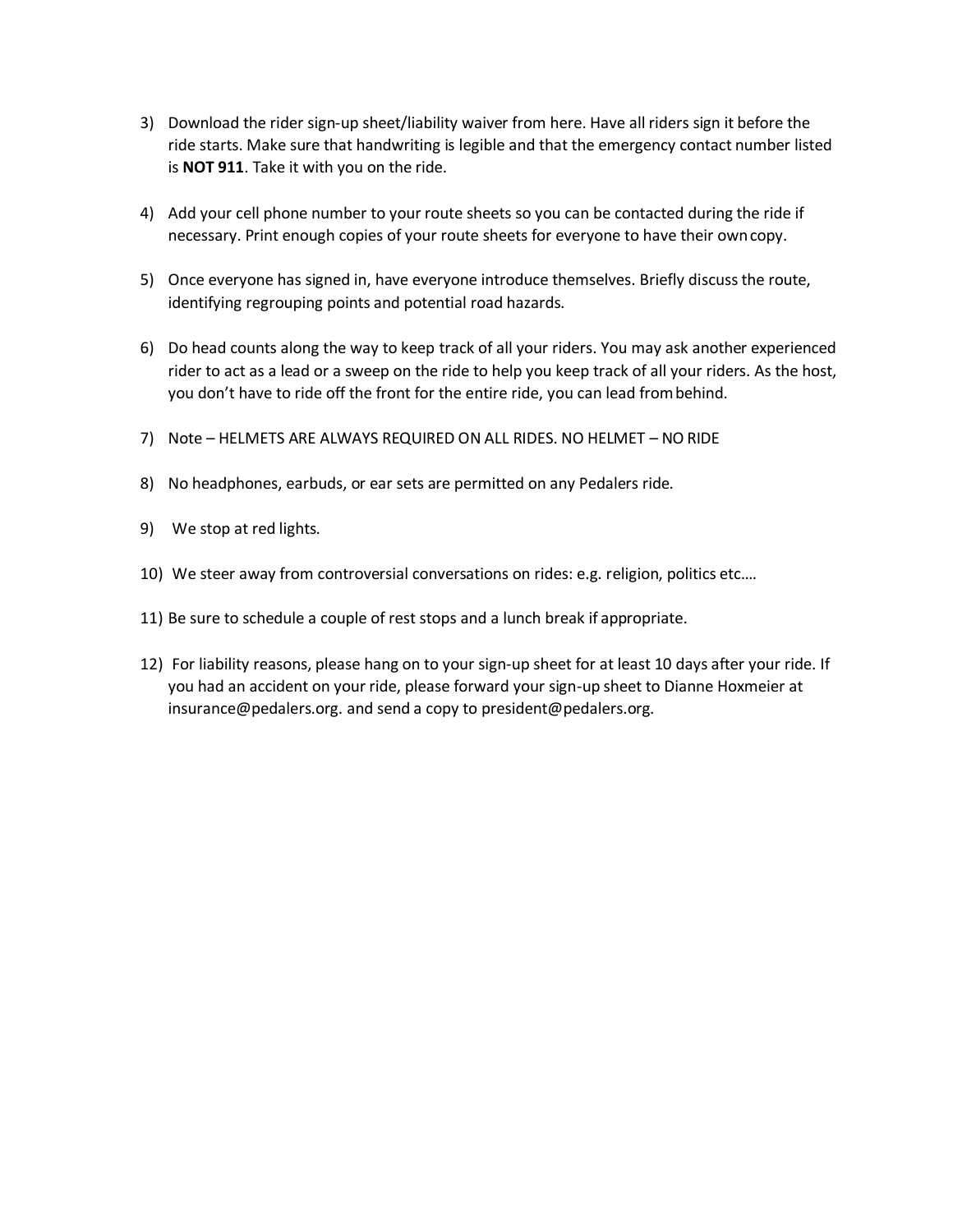3) Download the rider sign-up sheet/liability waiver from here. Have all riders sign it before the ride starts. Make sure that handwriting is legible and that the emergency contact number listed is **NOT 911**. Take it with you on the ride.

4) Add your cell phone number to your route sheets so you can be contacted during the ride if necessary. Print enough copies of your route sheets for everyone to have their own copy.

5) Once everyone has signed in, have everyone introduce themselves. Briefly discuss the route, identifying regrouping points and potential road hazards.

6) Do head counts along the way to keep track of all your riders. You may ask another experienced rider to act as a lead or a sweep on the ride to help you keep track of all your riders. As the host, you don't have to ride off the front for the entire ride, you can lead from behind.

7) Note – HELMETS ARE ALWAYS REQUIRED ON ALL RIDES. NO HELMET – NO RIDE

8) No headphones, earbuds, or ear sets are permitted on any Pedalers ride.

9) We stop at red lights.

10) We steer away from controversial conversations on rides: e.g. religion, politics etc.…

11) Be sure to schedule a couple of rest stops and a lunch break if appropriate.

12) For liability reasons, please hang on to your sign-up sheet for at least 10 days after your ride. If you had an accident on your ride, please forward your sign-up sheet to Dianne Hoxmeier at insurance@pedalers.org. and send a copy to president@pedalers.org.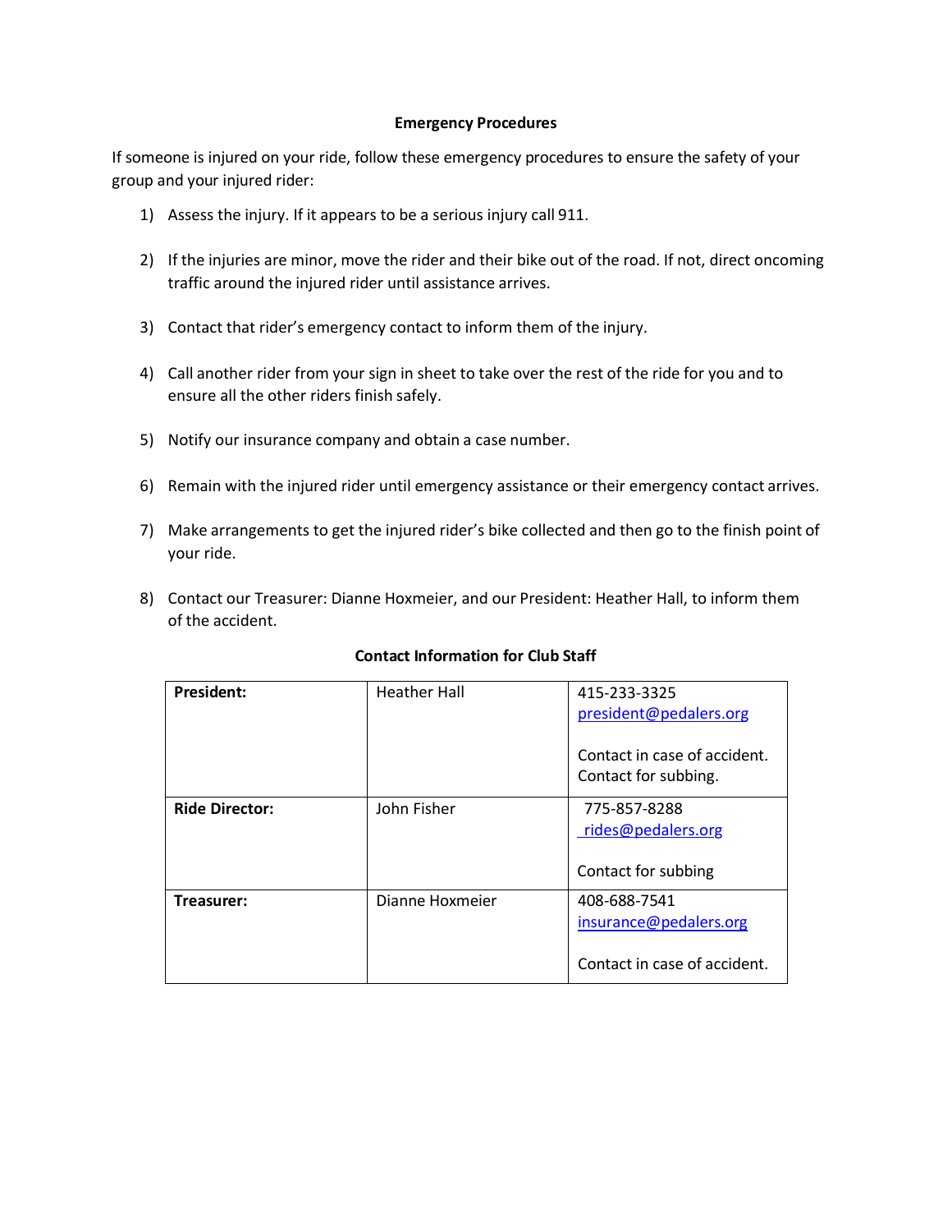## Emergency Procedures

If someone is injured on your ride, follow these emergency procedures to ensure the safety of your group and your injured rider:

1) Assess the injury. If it appears to be a serious injury call 911.

2) If the injuries are minor, move the rider and their bike out of the road. If not, direct oncoming traffic around the injured rider until assistance arrives.

3) Contact that rider's emergency contact to inform them of the injury.

4) Call another rider from your sign in sheet to take over the rest of the ride for you and to ensure all the other riders finish safely.

5) Notify our insurance company and obtain a case number.

6) Remain with the injured rider until emergency assistance or their emergency contact arrives.

7) Make arrangements to get the injured rider's bike collected and then go to the finish point of your ride.

8) Contact our Treasurer: Dianne Hoxmeier, and our President: Heather Hall, to inform them of the accident.

### Contact Information for Club Staff

| | | |
|---|---|---|
| **President:** | Heather Hall | 415-233-3325<br>president@pedalers.org<br><br>Contact in case of accident.<br>Contact for subbing. |
| **Ride Director:** | John Fisher | 775-857-8288<br>rides@pedalers.org<br><br>Contact for subbing |
| **Treasurer:** | Dianne Hoxmeier | 408-688-7541<br>insurance@pedalers.org<br><br>Contact in case of accident. |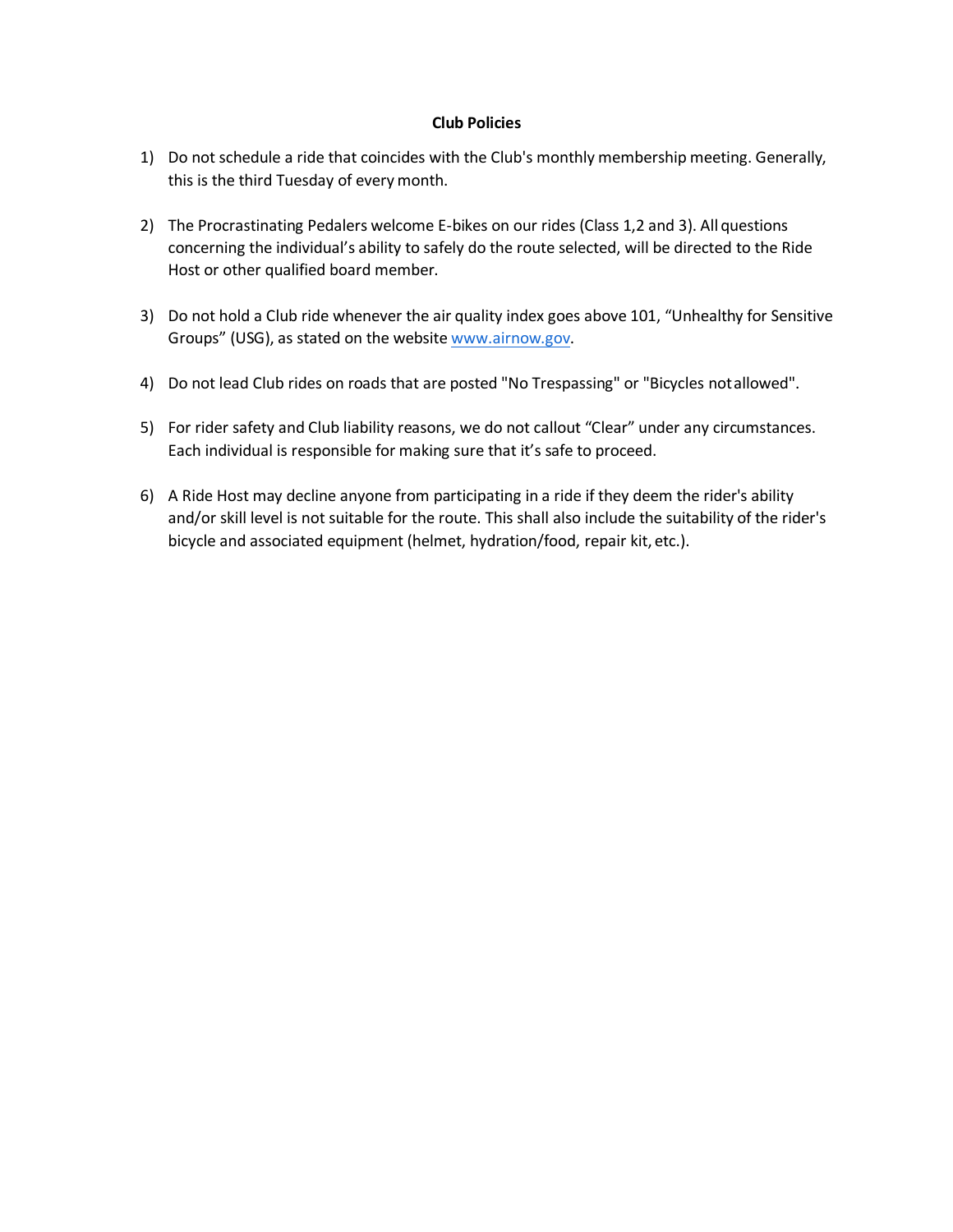**Club Policies**

1) Do not schedule a ride that coincides with the Club's monthly membership meeting. Generally, this is the third Tuesday of every month.

2) The Procrastinating Pedalers welcome E-bikes on our rides (Class 1,2 and 3). All questions concerning the individual's ability to safely do the route selected, will be directed to the Ride Host or other qualified board member.

3) Do not hold a Club ride whenever the air quality index goes above 101, "Unhealthy for Sensitive Groups" (USG), as stated on the website www.airnow.gov.

4) Do not lead Club rides on roads that are posted "No Trespassing" or "Bicycles not allowed".

5) For rider safety and Club liability reasons, we do not callout "Clear" under any circumstances. Each individual is responsible for making sure that it's safe to proceed.

6) A Ride Host may decline anyone from participating in a ride if they deem the rider's ability and/or skill level is not suitable for the route. This shall also include the suitability of the rider's bicycle and associated equipment (helmet, hydration/food, repair kit, etc.).